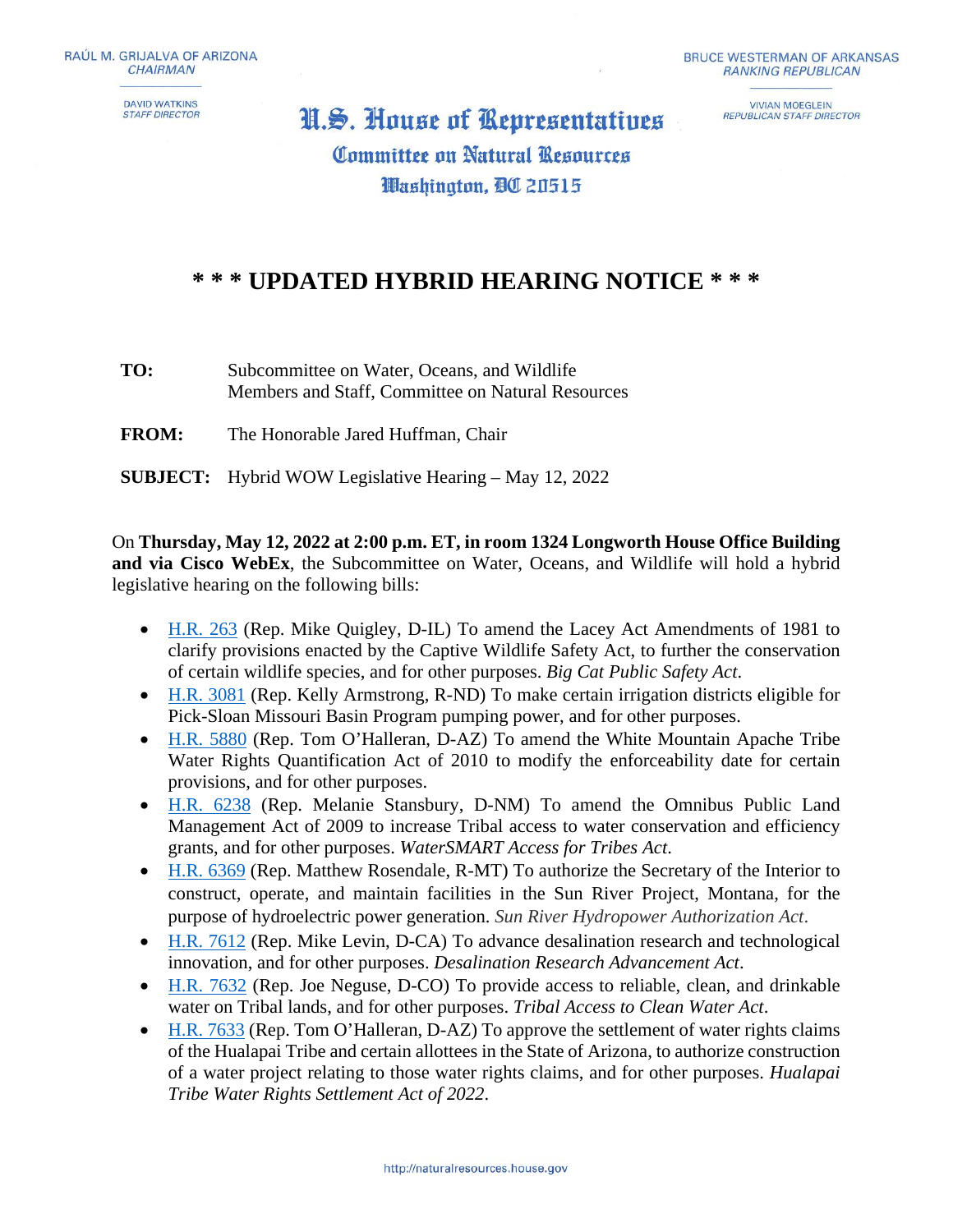RAÚL M. GRIJALVA OF ARIZONA
*CHAIRMAN*

DAVID WATKINS
*STAFF DIRECTOR*

BRUCE WESTERMAN OF ARKANSAS
*RANKING REPUBLICAN*

VIVIAN MOEGLEIN
*REPUBLICAN STAFF DIRECTOR*

# U.S. House of Representatives

## Committee on Natural Resources

### Washington, DC 20515

## * * * UPDATED HYBRID HEARING NOTICE * * *

**TO:** Subcommittee on Water, Oceans, and Wildlife
Members and Staff, Committee on Natural Resources

**FROM:** The Honorable Jared Huffman, Chair

**SUBJECT:** Hybrid WOW Legislative Hearing – May 12, 2022

On **Thursday, May 12, 2022 at 2:00 p.m. ET, in room 1324 Longworth House Office Building and via Cisco WebEx**, the Subcommittee on Water, Oceans, and Wildlife will hold a hybrid legislative hearing on the following bills:

- H.R. 263 (Rep. Mike Quigley, D-IL) To amend the Lacey Act Amendments of 1981 to clarify provisions enacted by the Captive Wildlife Safety Act, to further the conservation of certain wildlife species, and for other purposes. *Big Cat Public Safety Act*.
- H.R. 3081 (Rep. Kelly Armstrong, R-ND) To make certain irrigation districts eligible for Pick-Sloan Missouri Basin Program pumping power, and for other purposes.
- H.R. 5880 (Rep. Tom O'Halleran, D-AZ) To amend the White Mountain Apache Tribe Water Rights Quantification Act of 2010 to modify the enforceability date for certain provisions, and for other purposes.
- H.R. 6238 (Rep. Melanie Stansbury, D-NM) To amend the Omnibus Public Land Management Act of 2009 to increase Tribal access to water conservation and efficiency grants, and for other purposes. *WaterSMART Access for Tribes Act*.
- H.R. 6369 (Rep. Matthew Rosendale, R-MT) To authorize the Secretary of the Interior to construct, operate, and maintain facilities in the Sun River Project, Montana, for the purpose of hydroelectric power generation. *Sun River Hydropower Authorization Act*.
- H.R. 7612 (Rep. Mike Levin, D-CA) To advance desalination research and technological innovation, and for other purposes. *Desalination Research Advancement Act*.
- H.R. 7632 (Rep. Joe Neguse, D-CO) To provide access to reliable, clean, and drinkable water on Tribal lands, and for other purposes. *Tribal Access to Clean Water Act*.
- H.R. 7633 (Rep. Tom O'Halleran, D-AZ) To approve the settlement of water rights claims of the Hualapai Tribe and certain allottees in the State of Arizona, to authorize construction of a water project relating to those water rights claims, and for other purposes. *Hualapai Tribe Water Rights Settlement Act of 2022*.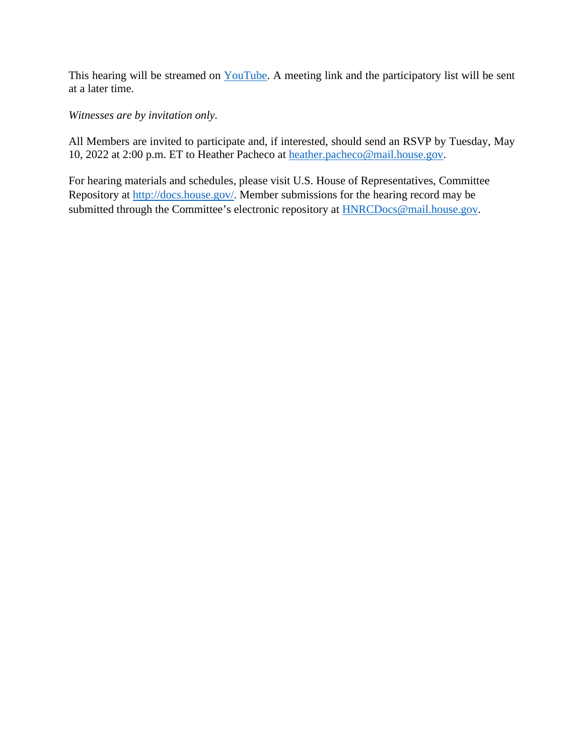This hearing will be streamed on [YouTube](). A meeting link and the participatory list will be sent at a later time.

*Witnesses are by invitation only.*

All Members are invited to participate and, if interested, should send an RSVP by Tuesday, May 10, 2022 at 2:00 p.m. ET to Heather Pacheco at heather.pacheco@mail.house.gov.

For hearing materials and schedules, please visit U.S. House of Representatives, Committee Repository at http://docs.house.gov/. Member submissions for the hearing record may be submitted through the Committee's electronic repository at HNRCDocs@mail.house.gov.